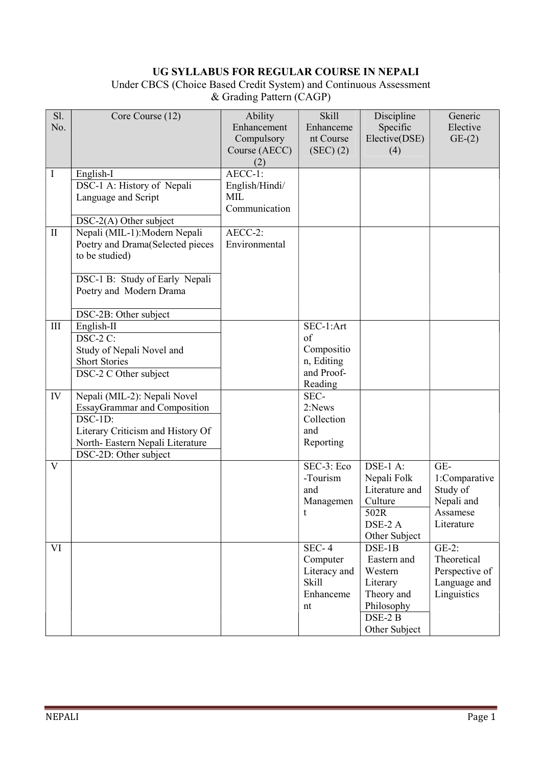**UG SYLLABUS FOR REGULAR COURSE IN NEPALI**

Under CBCS (Choice Based Credit System) and Continuous Assessment & Grading Pattern (CAGP)

| Sl. No. | Core Course (12) | Ability Enhancement Compulsory Course (AECC) (2) | Skill Enhancement Course (SEC) (2) | Discipline Specific Elective(DSE) (4) | Generic Elective GE-(2) |
|---|---|---|---|---|---|
| I | English-I | AECC-1: English/Hindi/ MIL Communication | | | |
| | DSC-1 A: History of Nepali Language and Script | | | | |
| | DSC-2(A) Other subject | | | | |
| II | Nepali (MIL-1):Modern Nepali Poetry and Drama(Selected pieces to be studied) | AECC-2: Environmental | | | |
| | DSC-1 B: Study of Early Nepali Poetry and Modern Drama | | | | |
| | DSC-2B: Other subject | | | | |
| III | English-II | | SEC-1:Art of Composition, Editing and Proof-Reading | | |
| | DSC-2 C: Study of Nepali Novel and Short Stories | | | | |
| | DSC-2 C Other subject | | | | |
| IV | Nepali (MIL-2): Nepali Novel EssayGrammar and Composition | | SEC-2:News Collection and Reporting | | |
| | DSC-1D: Literary Criticism and History Of North- Eastern Nepali Literature | | | | |
| | DSC-2D: Other subject | | | | |
| V | | | SEC-3: Eco -Tourism and Management | DSE-1 A: Nepali Folk Literature and Culture | GE-1:Comparative Study of Nepali and Assamese Literature |
| | | | | 502R DSE-2 A Other Subject | |
| VI | | | SEC- 4 Computer Literacy and Skill Enhancement | DSE-1B Eastern and Western Literary Theory and Philosophy | GE-2: Theoretical Perspective of Language and Linguistics |
| | | | | DSE-2 B Other Subject | |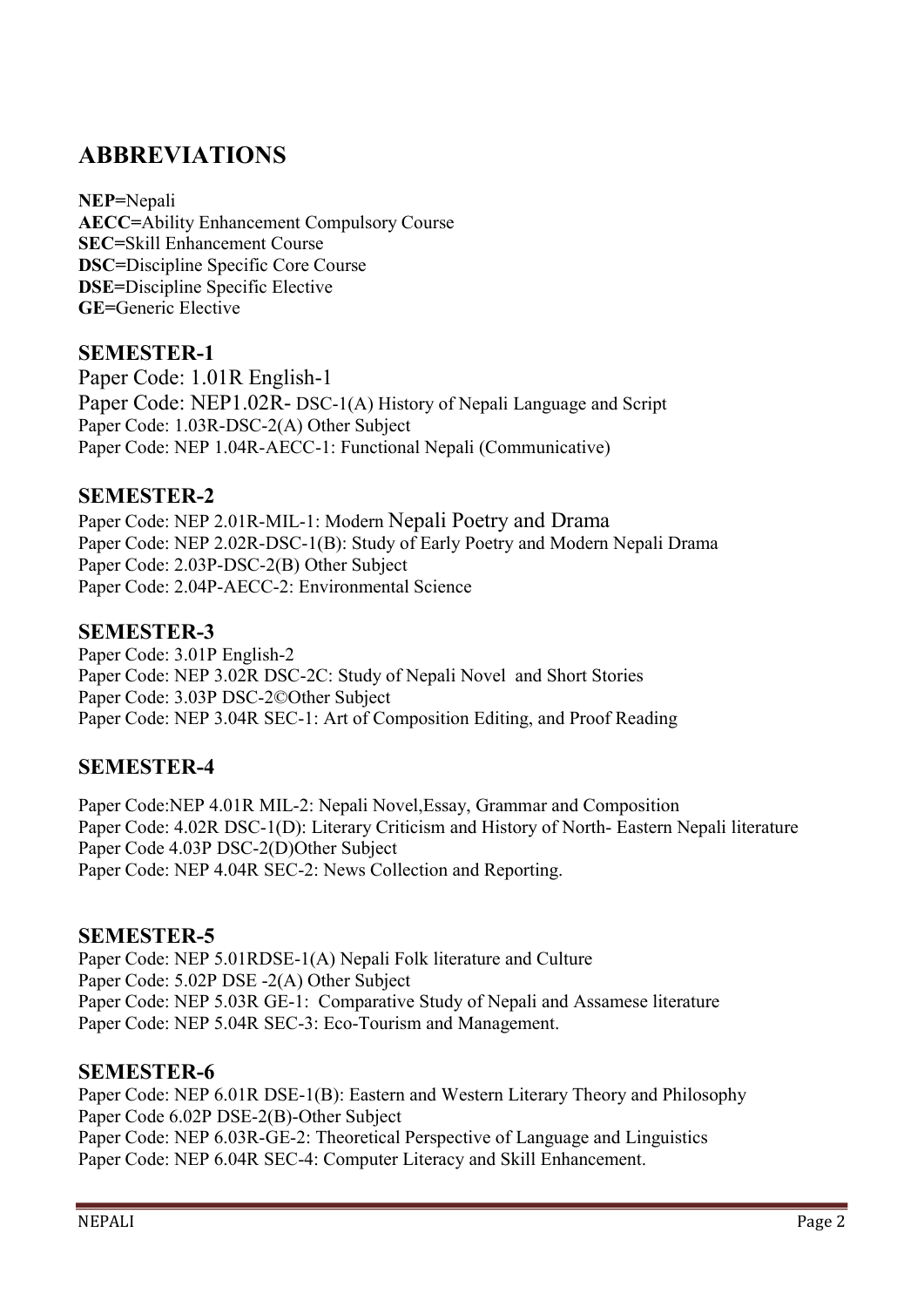## ABBREVIATIONS

**NEP=**Nepali
**AECC=**Ability Enhancement Compulsory Course
**SEC=**Skill Enhancement Course
**DSC=**Discipline Specific Core Course
**DSE**=Discipline Specific Elective
**GE=**Generic Elective

### SEMESTER-1

Paper Code: 1.01R English-1
Paper Code: NEP1.02R- DSC-1(A) History of Nepali Language and Script
Paper Code: 1.03R-DSC-2(A) Other Subject
Paper Code: NEP 1.04R-AECC-1: Functional Nepali (Communicative)

### SEMESTER-2

Paper Code: NEP 2.01R-MIL-1: Modern Nepali Poetry and Drama
Paper Code: NEP 2.02R-DSC-1(B): Study of Early Poetry and Modern Nepali Drama
Paper Code: 2.03P-DSC-2(B) Other Subject
Paper Code: 2.04P-AECC-2: Environmental Science

### SEMESTER-3

Paper Code: 3.01P English-2
Paper Code: NEP 3.02R DSC-2C: Study of Nepali Novel and Short Stories
Paper Code: 3.03P DSC-2©Other Subject
Paper Code: NEP 3.04R SEC-1: Art of Composition Editing, and Proof Reading

### SEMESTER-4

Paper Code:NEP 4.01R MIL-2: Nepali Novel,Essay, Grammar and Composition
Paper Code: 4.02R DSC-1(D): Literary Criticism and History of North- Eastern Nepali literature
Paper Code 4.03P DSC-2(D)Other Subject
Paper Code: NEP 4.04R SEC-2: News Collection and Reporting.

### SEMESTER-5

Paper Code: NEP 5.01RDSE-1(A) Nepali Folk literature and Culture
Paper Code: 5.02P DSE -2(A) Other Subject
Paper Code: NEP 5.03R GE-1: Comparative Study of Nepali and Assamese literature
Paper Code: NEP 5.04R SEC-3: Eco-Tourism and Management.

### SEMESTER-6

Paper Code: NEP 6.01R DSE-1(B): Eastern and Western Literary Theory and Philosophy
Paper Code 6.02P DSE-2(B)-Other Subject
Paper Code: NEP 6.03R-GE-2: Theoretical Perspective of Language and Linguistics
Paper Code: NEP 6.04R SEC-4: Computer Literacy and Skill Enhancement.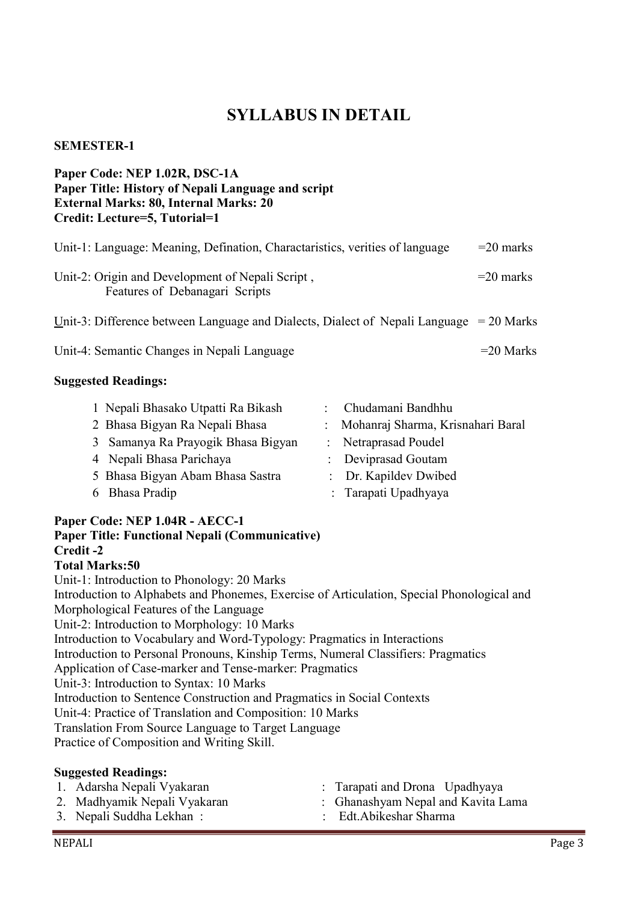# SYLLABUS IN DETAIL

**SEMESTER-1**

**Paper Code: NEP 1.02R, DSC-1A**
**Paper Title: History of Nepali Language and script**
**External Marks: 80, Internal Marks: 20**
**Credit: Lecture=5, Tutorial=1**

Unit-1: Language: Meaning, Defination, Charactaristics, verities of language =20 marks

Unit-2: Origin and Development of Nepali Script, Features of Debanagari Scripts =20 marks

Unit-3: Difference between Language and Dialects, Dialect of Nepali Language = 20 Marks

Unit-4: Semantic Changes in Nepali Language =20 Marks

**Suggested Readings:**

1. Nepali Bhasako Utpatti Ra Bikash : Chudamani Bandhhu
2. Bhasa Bigyan Ra Nepali Bhasa : Mohanraj Sharma, Krisnahari Baral
3. Samanya Ra Prayogik Bhasa Bigyan : Netraprasad Poudel
4. Nepali Bhasa Parichaya : Deviprasad Goutam
5. Bhasa Bigyan Abam Bhasa Sastra : Dr. Kapildev Dwibed
6. Bhasa Pradip : Tarapati Upadhyaya

**Paper Code: NEP 1.04R - AECC-1**
**Paper Title: Functional Nepali (Communicative)**
**Credit -2**
**Total Marks:50**

Unit-1: Introduction to Phonology: 20 Marks
Introduction to Alphabets and Phonemes, Exercise of Articulation, Special Phonological and Morphological Features of the Language
Unit-2: Introduction to Morphology: 10 Marks
Introduction to Vocabulary and Word-Typology: Pragmatics in Interactions
Introduction to Personal Pronouns, Kinship Terms, Numeral Classifiers: Pragmatics
Application of Case-marker and Tense-marker: Pragmatics
Unit-3: Introduction to Syntax: 10 Marks
Introduction to Sentence Construction and Pragmatics in Social Contexts
Unit-4: Practice of Translation and Composition: 10 Marks
Translation From Source Language to Target Language
Practice of Composition and Writing Skill.

**Suggested Readings:**

1. Adarsha Nepali Vyakaran : Tarapati and Drona Upadhyaya
2. Madhyamik Nepali Vyakaran : Ghanashyam Nepal and Kavita Lama
3. Nepali Suddha Lekhan : : Edt.Abikeshar Sharma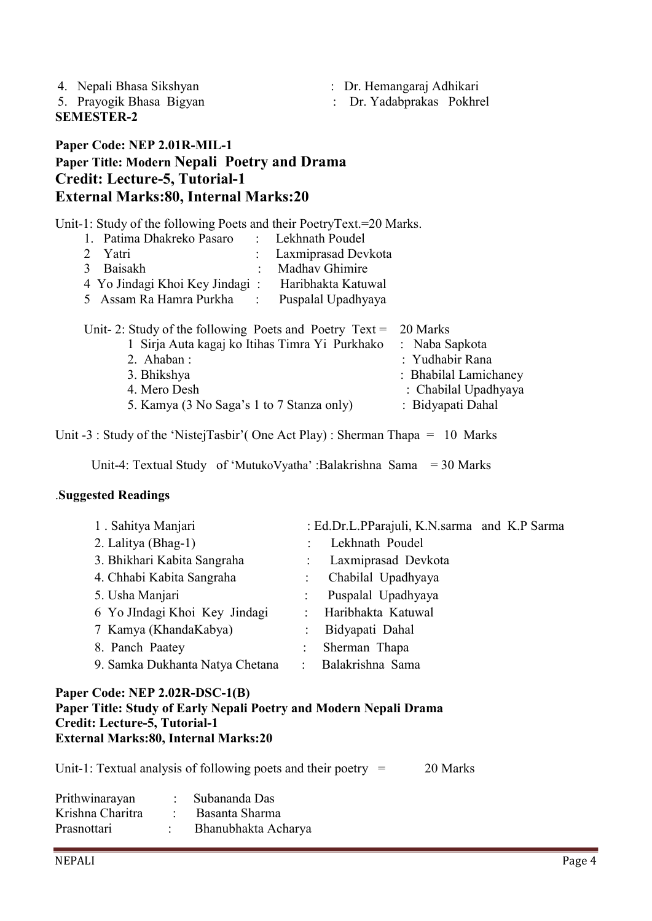4. Nepali Bhasa Sikshyan : Dr. Hemangaraj Adhikari
5. Prayogik Bhasa Bigyan : Dr. Yadabprakas Pokhrel

**SEMESTER-2**

### Paper Code: NEP 2.01R-MIL-1
### Paper Title: Modern Nepali Poetry and Drama
### Credit: Lecture-5, Tutorial-1
### External Marks:80, Internal Marks:20

Unit-1: Study of the following Poets and their PoetryText.=20 Marks.

1. Patima Dhakreko Pasaro : Lekhnath Poudel
2. Yatri : Laxmiprasad Devkota
3. Baisakh : Madhav Ghimire
4. Yo Jindagi Khoi Key Jindagi : Haribhakta Katuwal
5. Assam Ra Hamra Purkha : Puspalal Upadhyaya

Unit- 2: Study of the following Poets and Poetry Text = 20 Marks

1. Sirja Auta kagaj ko Itihas Timra Yi Purkhako : Naba Sapkota
2. Ahaban : : Yudhabir Rana
3. Bhikshya : Bhabilal Lamichaney
4. Mero Desh : Chabilal Upadhyaya
5. Kamya (3 No Saga's 1 to 7 Stanza only) : Bidyapati Dahal

Unit -3 : Study of the 'NistejTasbir'( One Act Play) : Sherman Thapa = 10 Marks

Unit-4: Textual Study of 'MutukoVyatha' :Balakrishna Sama = 30 Marks

.**Suggested Readings**

1. Sahitya Manjari : Ed.Dr.L.PParajuli, K.N.sarma and K.P Sarma
2. Lalitya (Bhag-1) : Lekhnath Poudel
3. Bhikhari Kabita Sangraha : Laxmiprasad Devkota
4. Chhabi Kabita Sangraha : Chabilal Upadhyaya
5. Usha Manjari : Puspalal Upadhyaya
6. Yo JIndagi Khoi Key Jindagi : Haribhakta Katuwal
7. Kamya (KhandaKabya) : Bidyapati Dahal
8. Panch Paatey : Sherman Thapa
9. Samka Dukhanta Natya Chetana : Balakrishna Sama

**Paper Code: NEP 2.02R-DSC-1(B)**
**Paper Title: Study of Early Nepali Poetry and Modern Nepali Drama**
**Credit: Lecture-5, Tutorial-1**
**External Marks:80, Internal Marks:20**

Unit-1: Textual analysis of following poets and their poetry = 20 Marks

Prithwinarayan : Subananda Das
Krishna Charitra : Basanta Sharma
Prasnottari : Bhanubhakta Acharya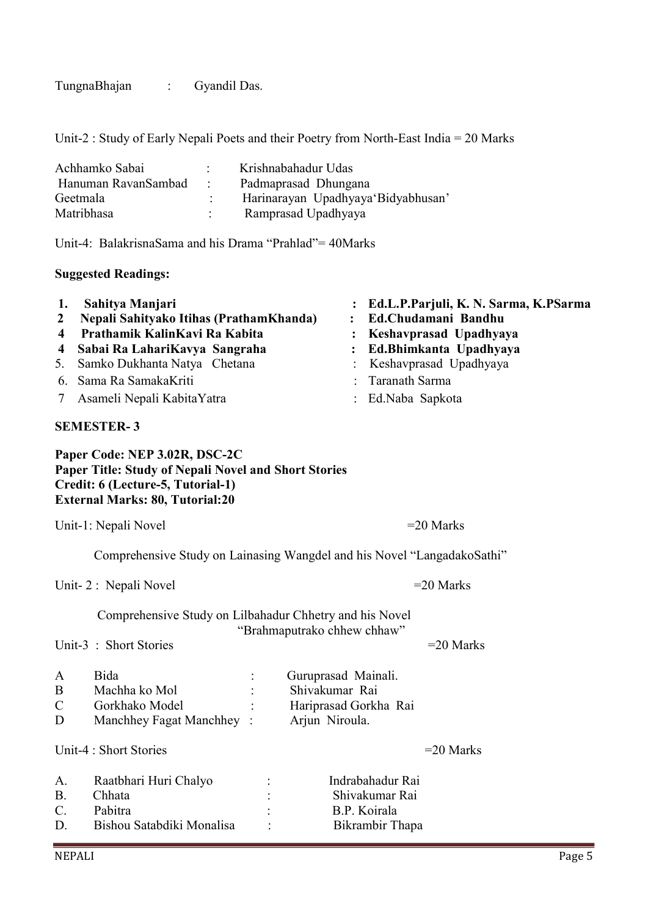TungnaBhajan : Gyandil Das.

Unit-2 : Study of Early Nepali Poets and their Poetry from North-East India = 20 Marks

| | | |
|---|---|---|
| Achhamko Sabai | : | Krishnabahadur Udas |
| Hanuman RavanSambad | : | Padmaprasad Dhungana |
| Geetmala | : | Harinarayan Upadhyaya'Bidyabhusan' |
| Matribhasa | : | Ramprasad Upadhyaya |

Unit-4: BalakrisnaSama and his Drama "Prahlad"= 40Marks

**Suggested Readings:**

| | | | |
|---|---|---|---|
| **1.** | **Sahitya Manjari** | **:** | **Ed.L.P.Parjuli, K. N. Sarma, K.PSarma** |
| **2** | **Nepali Sahityako Itihas (PrathamKhanda)** | **:** | **Ed.Chudamani Bandhu** |
| **4** | **Prathamik KalinKavi Ra Kabita** | **:** | **Keshavprasad Upadhyaya** |
| **4** | **Sabai Ra LahariKavya Sangraha** | **:** | **Ed.Bhimkanta Upadhyaya** |
| 5. | Samko Dukhanta Natya Chetana | : | Keshavprasad Upadhyaya |
| 6. | Sama Ra SamakaKriti | : | Taranath Sarma |
| 7 | Asameli Nepali KabitaYatra | : | Ed.Naba Sapkota |

**SEMESTER- 3**

**Paper Code: NEP 3.02R, DSC-2C**
**Paper Title: Study of Nepali Novel and Short Stories**
**Credit: 6 (Lecture-5, Tutorial-1)**
**External Marks: 80, Tutorial:20**

Unit-1: Nepali Novel =20 Marks

Comprehensive Study on Lainasing Wangdel and his Novel "LangadakoSathi"

Unit- 2 : Nepali Novel =20 Marks

Comprehensive Study on Lilbahadur Chhetry and his Novel "Brahmaputrako chhew chhaw"

Unit-3 : Short Stories =20 Marks

| | | | |
|---|---|---|---|
| A | Bida | : | Guruprasad Mainali. |
| B | Machha ko Mol | : | Shivakumar Rai |
| C | Gorkhako Model | : | Hariprasad Gorkha Rai |
| D | Manchhey Fagat Manchhey | : | Arjun Niroula. |

Unit-4 : Short Stories =20 Marks

| | | | |
|---|---|---|---|
| A. | Raatbhari Huri Chalyo | : | Indrabahadur Rai |
| B. | Chhata | : | Shivakumar Rai |
| C. | Pabitra | : | B.P. Koirala |
| D. | Bishou Satabdiki Monalisa | : | Bikrambir Thapa |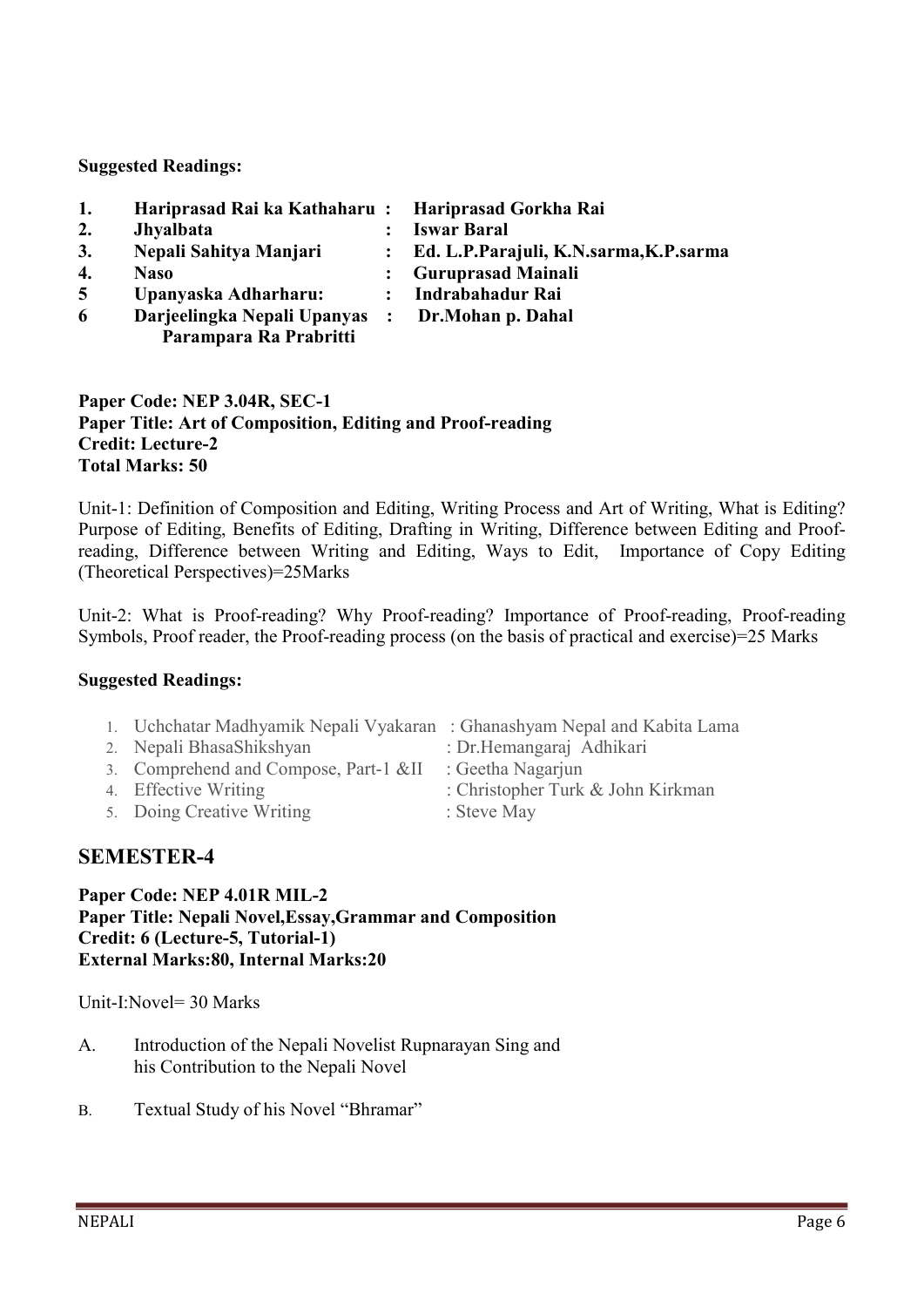**Suggested Readings:**

1. **Hariprasad Rai ka Kathaharu : Hariprasad Gorkha Rai**
2. **Jhyalbata : Iswar Baral**
3. **Nepali Sahitya Manjari : Ed. L.P.Parajuli, K.N.sarma,K.P.sarma**
4. **Naso : Guruprasad Mainali**
5. **Upanyaska Adharharu: : Indrabahadur Rai**
6. **Darjeelingka Nepali Upanyas Parampara Ra Prabritti : Dr.Mohan p. Dahal**

**Paper Code: NEP 3.04R, SEC-1**
**Paper Title: Art of Composition, Editing and Proof-reading**
**Credit: Lecture-2**
**Total Marks: 50**

Unit-1: Definition of Composition and Editing, Writing Process and Art of Writing, What is Editing? Purpose of Editing, Benefits of Editing, Drafting in Writing, Difference between Editing and Proof-reading, Difference between Writing and Editing, Ways to Edit, Importance of Copy Editing (Theoretical Perspectives)=25Marks

Unit-2: What is Proof-reading? Why Proof-reading? Importance of Proof-reading, Proof-reading Symbols, Proof reader, the Proof-reading process (on the basis of practical and exercise)=25 Marks

**Suggested Readings:**

1. Uchchatar Madhyamik Nepali Vyakaran : Ghanashyam Nepal and Kabita Lama
2. Nepali BhasaShikshyan : Dr.Hemangaraj Adhikari
3. Comprehend and Compose, Part-1 &II : Geetha Nagarjun
4. Effective Writing : Christopher Turk & John Kirkman
5. Doing Creative Writing : Steve May

## SEMESTER-4

**Paper Code: NEP 4.01R MIL-2**
**Paper Title: Nepali Novel,Essay,Grammar and Composition**
**Credit: 6 (Lecture-5, Tutorial-1)**
**External Marks:80, Internal Marks:20**

Unit-I:Novel= 30 Marks

A. Introduction of the Nepali Novelist Rupnarayan Sing and his Contribution to the Nepali Novel

B. Textual Study of his Novel "Bhramar"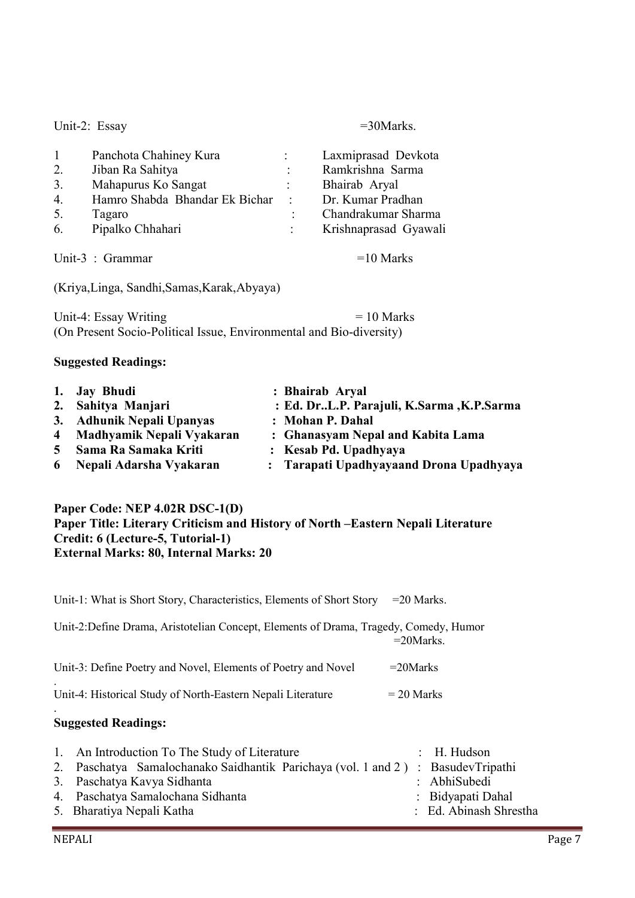Unit-2: Essay =30Marks.

| | | | |
|---|---|---|---|
| 1 | Panchota Chahiney Kura | : | Laxmiprasad Devkota |
| 2. | Jiban Ra Sahitya | : | Ramkrishna Sarma |
| 3. | Mahapurus Ko Sangat | : | Bhairab Aryal |
| 4. | Hamro Shabda Bhandar Ek Bichar | : | Dr. Kumar Pradhan |
| 5. | Tagaro | : | Chandrakumar Sharma |
| 6. | Pipalko Chhahari | : | Krishnaprasad Gyawali |

Unit-3 : Grammar =10 Marks

(Kriya,Linga, Sandhi,Samas,Karak,Abyaya)

Unit-4: Essay Writing = 10 Marks
(On Present Socio-Political Issue, Environmental and Bio-diversity)

**Suggested Readings:**

| | | | |
|---|---|---|---|
| **1.** | **Jay Bhudi** | **:** | **Bhairab Aryal** |
| **2.** | **Sahitya Manjari** | **:** | **Ed. Dr..L.P. Parajuli, K.Sarma ,K.P.Sarma** |
| **3.** | **Adhunik Nepali Upanyas** | **:** | **Mohan P. Dahal** |
| **4** | **Madhyamik Nepali Vyakaran** | **:** | **Ghanasyam Nepal and Kabita Lama** |
| **5** | **Sama Ra Samaka Kriti** | **:** | **Kesab Pd. Upadhyaya** |
| **6** | **Nepali Adarsha Vyakaran** | **:** | **Tarapati Upadhyayaand Drona Upadhyaya** |

**Paper Code: NEP 4.02R DSC-1(D)**
**Paper Title: Literary Criticism and History of North –Eastern Nepali Literature**
**Credit: 6 (Lecture-5, Tutorial-1)**
**External Marks: 80, Internal Marks: 20**

Unit-1: What is Short Story, Characteristics, Elements of Short Story =20 Marks.

Unit-2:Define Drama, Aristotelian Concept, Elements of Drama, Tragedy, Comedy, Humor =20Marks.

Unit-3: Define Poetry and Novel, Elements of Poetry and Novel =20Marks

Unit-4: Historical Study of North-Eastern Nepali Literature = 20 Marks

**Suggested Readings:**

| | | | |
|---|---|---|---|
| 1. | An Introduction To The Study of Literature | : | H. Hudson |
| 2. | Paschatya Samalochanako Saidhantik Parichaya (vol. 1 and 2 ) | : | BasudevTripathi |
| 3. | Paschatya Kavya Sidhanta | : | AbhiSubedi |
| 4. | Paschatya Samalochana Sidhanta | : | Bidyapati Dahal |
| 5. | Bharatiya Nepali Katha | : | Ed. Abinash Shrestha |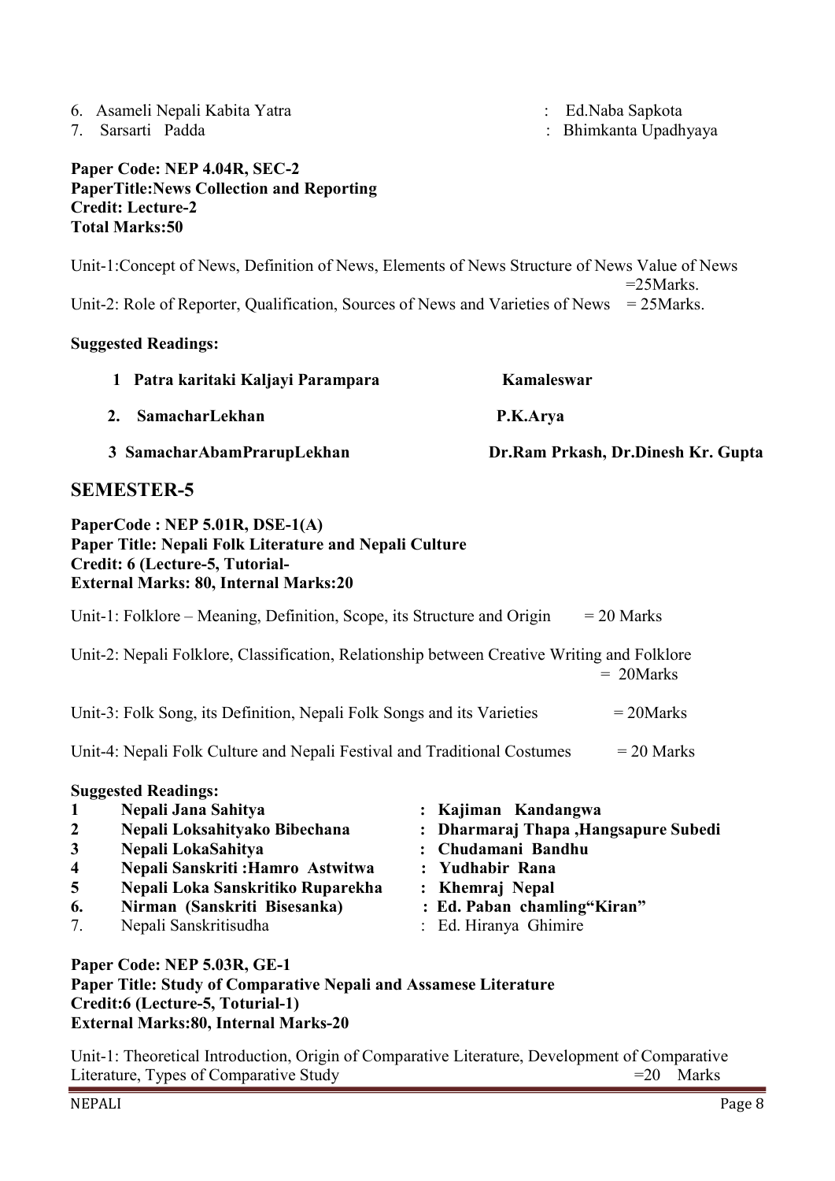6. Asameli Nepali Kabita Yatra : Ed.Naba Sapkota
7. Sarsarti Padda : Bhimkanta Upadhyaya

**Paper Code: NEP 4.04R, SEC-2**
**PaperTitle:News Collection and Reporting**
**Credit: Lecture-2**
**Total Marks:50**

Unit-1:Concept of News, Definition of News, Elements of News Structure of News Value of News =25Marks.

Unit-2: Role of Reporter, Qualification, Sources of News and Varieties of News = 25Marks.

**Suggested Readings:**

| | | |
|---|---|---|
| **1** | **Patra karitaki Kaljayi Parampara** | **Kamaleswar** |
| **2.** | **SamacharLekhan** | **P.K.Arya** |
| **3** | **SamacharAbamPrarupLekhan** | **Dr.Ram Prkash, Dr.Dinesh Kr. Gupta** |

## SEMESTER-5

**PaperCode : NEP 5.01R, DSE-1(A)**
**Paper Title: Nepali Folk Literature and Nepali Culture**
**Credit: 6 (Lecture-5, Tutorial-**
**External Marks: 80, Internal Marks:20**

Unit-1: Folklore – Meaning, Definition, Scope, its Structure and Origin = 20 Marks

Unit-2: Nepali Folklore, Classification, Relationship between Creative Writing and Folklore = 20Marks

Unit-3: Folk Song, its Definition, Nepali Folk Songs and its Varieties = 20Marks

Unit-4: Nepali Folk Culture and Nepali Festival and Traditional Costumes = 20 Marks

**Suggested Readings:**

| | | |
|---|---|---|
| **1** | **Nepali Jana Sahitya** | **: Kajiman Kandangwa** |
| **2** | **Nepali Loksahityako Bibechana** | **: Dharmaraj Thapa ,Hangsapure Subedi** |
| **3** | **Nepali LokaSahitya** | **: Chudamani Bandhu** |
| **4** | **Nepali Sanskriti :Hamro Astwitwa** | **: Yudhabir Rana** |
| **5** | **Nepali Loka Sanskritiko Ruparekha** | **: Khemraj Nepal** |
| **6.** | **Nirman (Sanskriti Bisesanka)** | **: Ed. Paban chamling"Kiran"** |
| 7. | Nepali Sanskritisudha | : Ed. Hiranya Ghimire |

**Paper Code: NEP 5.03R, GE-1**
**Paper Title: Study of Comparative Nepali and Assamese Literature**
**Credit:6 (Lecture-5, Toturial-1)**
**External Marks:80, Internal Marks-20**

Unit-1: Theoretical Introduction, Origin of Comparative Literature, Development of Comparative Literature, Types of Comparative Study =20 Marks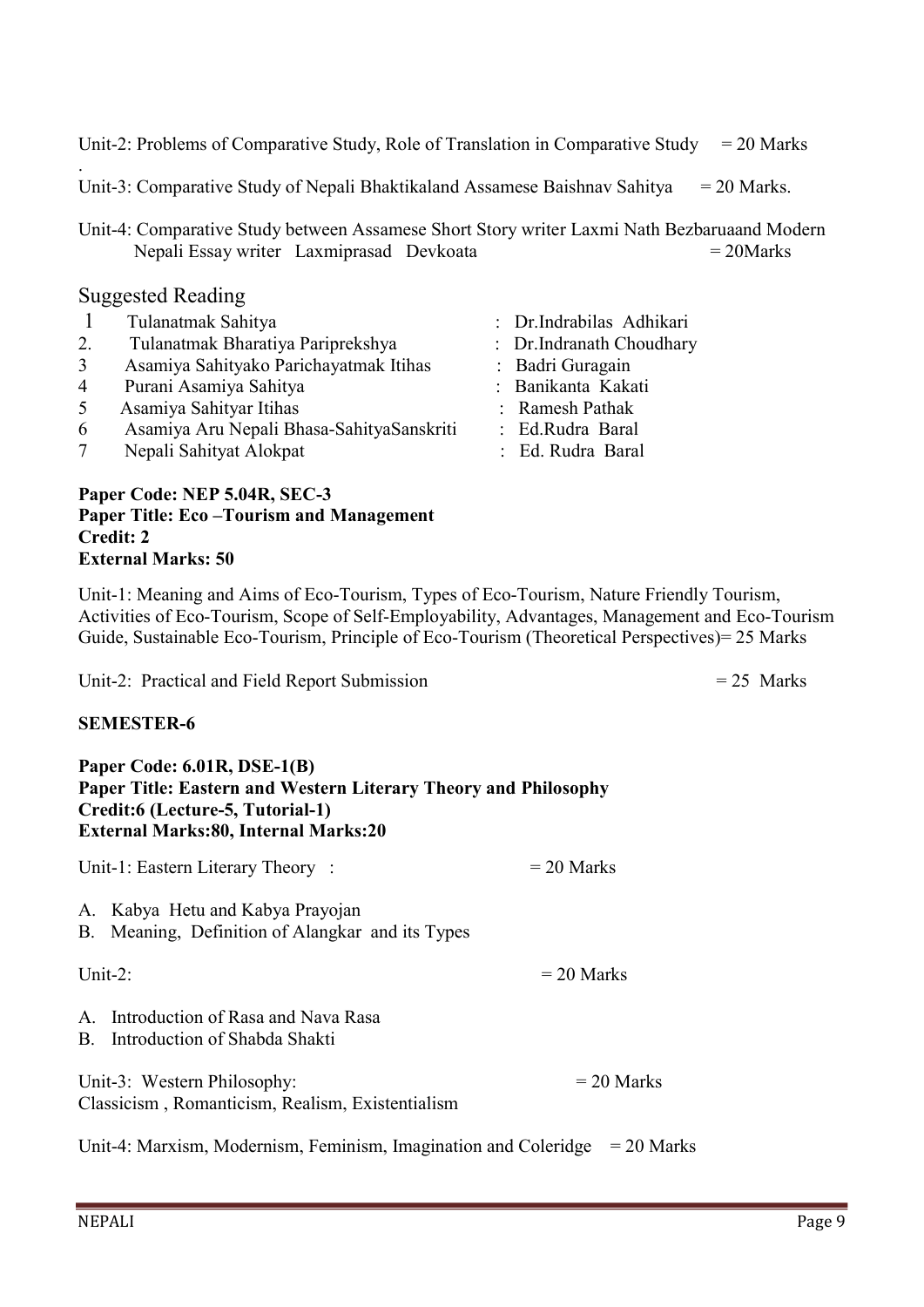Unit-2: Problems of Comparative Study, Role of Translation in Comparative Study = 20 Marks

.

Unit-3: Comparative Study of Nepali Bhaktikaland Assamese Baishnav Sahitya = 20 Marks.

Unit-4: Comparative Study between Assamese Short Story writer Laxmi Nath Bezbaruaand Modern Nepali Essay writer Laxmiprasad Devkoata = 20Marks

## Suggested Reading

| | | |
|---|---|---|
| 1 | Tulanatmak Sahitya | : Dr.Indrabilas Adhikari |
| 2. | Tulanatmak Bharatiya Pariprekshya | : Dr.Indranath Choudhary |
| 3 | Asamiya Sahityako Parichayatmak Itihas | : Badri Guragain |
| 4 | Purani Asamiya Sahitya | : Banikanta Kakati |
| 5 | Asamiya Sahityar Itihas | : Ramesh Pathak |
| 6 | Asamiya Aru Nepali Bhasa-SahityaSanskriti | : Ed.Rudra Baral |
| 7 | Nepali Sahityat Alokpat | : Ed. Rudra Baral |

**Paper Code: NEP 5.04R, SEC-3**
**Paper Title: Eco –Tourism and Management**
**Credit: 2**
**External Marks: 50**

Unit-1: Meaning and Aims of Eco-Tourism, Types of Eco-Tourism, Nature Friendly Tourism, Activities of Eco-Tourism, Scope of Self-Employability, Advantages, Management and Eco-Tourism Guide, Sustainable Eco-Tourism, Principle of Eco-Tourism (Theoretical Perspectives)= 25 Marks

Unit-2: Practical and Field Report Submission = 25 Marks

**SEMESTER-6**

**Paper Code: 6.01R, DSE-1(B)**
**Paper Title: Eastern and Western Literary Theory and Philosophy**
**Credit:6 (Lecture-5, Tutorial-1)**
**External Marks:80, Internal Marks:20**

Unit-1: Eastern Literary Theory : = 20 Marks

A. Kabya Hetu and Kabya Prayojan
B. Meaning, Definition of Alangkar and its Types

Unit-2: = 20 Marks

A. Introduction of Rasa and Nava Rasa
B. Introduction of Shabda Shakti

Unit-3: Western Philosophy: = 20 Marks
Classicism , Romanticism, Realism, Existentialism

Unit-4: Marxism, Modernism, Feminism, Imagination and Coleridge = 20 Marks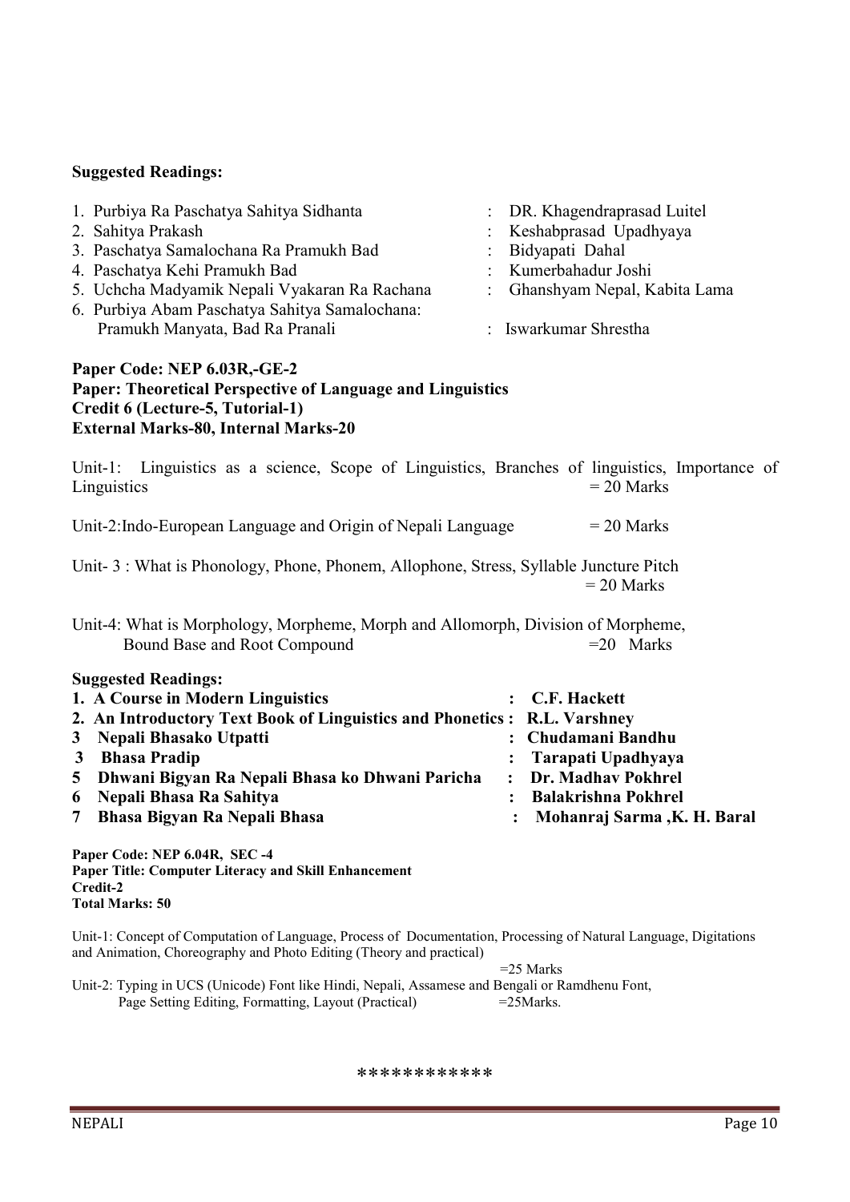**Suggested Readings:**

1. Purbiya Ra Paschatya Sahitya Sidhanta : DR. Khagendraprasad Luitel
2. Sahitya Prakash : Keshabprasad Upadhyaya
3. Paschatya Samalochana Ra Pramukh Bad : Bidyapati Dahal
4. Paschatya Kehi Pramukh Bad : Kumerbahadur Joshi
5. Uchcha Madyamik Nepali Vyakaran Ra Rachana : Ghanshyam Nepal, Kabita Lama
6. Purbiya Abam Paschatya Sahitya Samalochana: Pramukh Manyata, Bad Ra Pranali : Iswarkumar Shrestha

**Paper Code: NEP 6.03R,-GE-2**
**Paper: Theoretical Perspective of Language and Linguistics**
**Credit 6 (Lecture-5, Tutorial-1)**
**External Marks-80, Internal Marks-20**

Unit-1: Linguistics as a science, Scope of Linguistics, Branches of linguistics, Importance of Linguistics = 20 Marks

Unit-2:Indo-European Language and Origin of Nepali Language = 20 Marks

Unit- 3 : What is Phonology, Phone, Phonem, Allophone, Stress, Syllable Juncture Pitch = 20 Marks

Unit-4: What is Morphology, Morpheme, Morph and Allomorph, Division of Morpheme, Bound Base and Root Compound =20 Marks

**Suggested Readings:**

**1. A Course in Modern Linguistics : C.F. Hackett**
**2. An Introductory Text Book of Linguistics and Phonetics : R.L. Varshney**
**3 Nepali Bhasako Utpatti : Chudamani Bandhu**
**3 Bhasa Pradip : Tarapati Upadhyaya**
**5 Dhwani Bigyan Ra Nepali Bhasa ko Dhwani Paricha : Dr. Madhav Pokhrel**
**6 Nepali Bhasa Ra Sahitya : Balakrishna Pokhrel**
**7 Bhasa Bigyan Ra Nepali Bhasa : Mohanraj Sarma ,K. H. Baral**

**Paper Code: NEP 6.04R, SEC -4**
**Paper Title: Computer Literacy and Skill Enhancement**
**Credit-2**
**Total Marks: 50**

Unit-1: Concept of Computation of Language, Process of Documentation, Processing of Natural Language, Digitations and Animation, Choreography and Photo Editing (Theory and practical) =25 Marks

Unit-2: Typing in UCS (Unicode) Font like Hindi, Nepali, Assamese and Bengali or Ramdhenu Font, Page Setting Editing, Formatting, Layout (Practical) =25Marks.

************